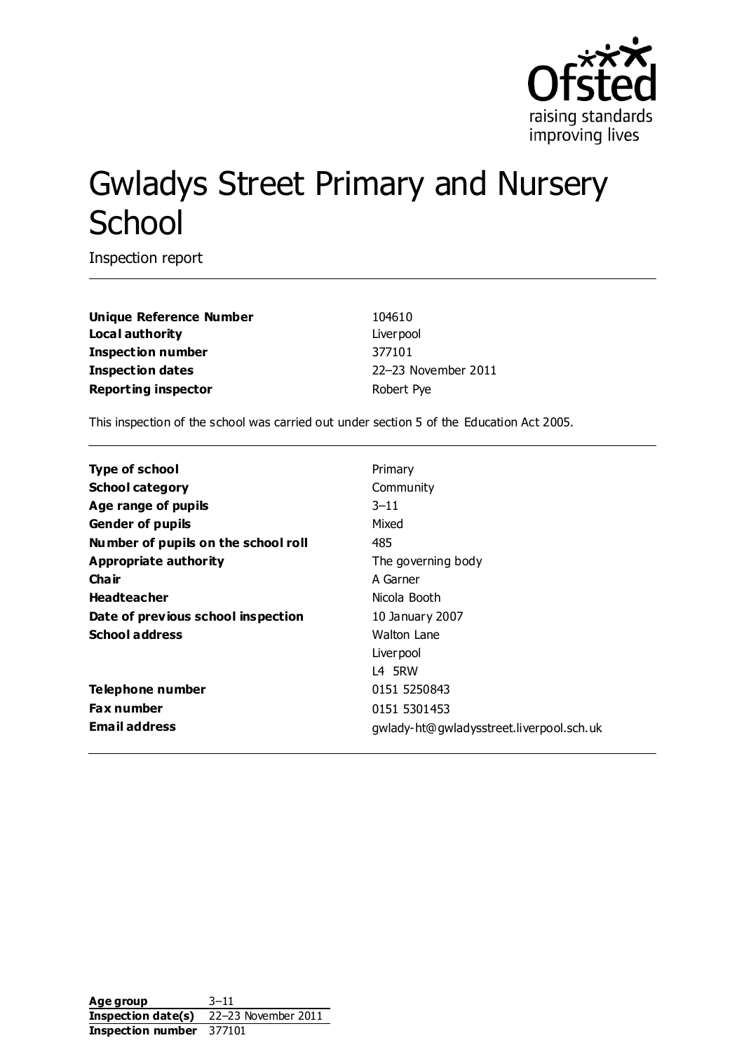Ofsted
raising standards
improving lives

# Gwladys Street Primary and Nursery School

Inspection report

| | |
|---|---|
| **Unique Reference Number** | 104610 |
| **Local authority** | Liverpool |
| **Inspection number** | 377101 |
| **Inspection dates** | 22–23 November 2011 |
| **Reporting inspector** | Robert Pye |

This inspection of the school was carried out under section 5 of the Education Act 2005.

| | |
|---|---|
| **Type of school** | Primary |
| **School category** | Community |
| **Age range of pupils** | 3–11 |
| **Gender of pupils** | Mixed |
| **Number of pupils on the school roll** | 485 |
| **Appropriate authority** | The governing body |
| **Chair** | A Garner |
| **Headteacher** | Nicola Booth |
| **Date of previous school inspection** | 10 January 2007 |
| **School address** | Walton Lane<br>Liverpool<br>L4 5RW |
| **Telephone number** | 0151 5250843 |
| **Fax number** | 0151 5301453 |
| **Email address** | gwlady-ht@gwladysstreet.liverpool.sch.uk |

| | |
|---|---|
| **Age group** | 3–11 |
| **Inspection date(s)** | 22–23 November 2011 |
| **Inspection number** | 377101 |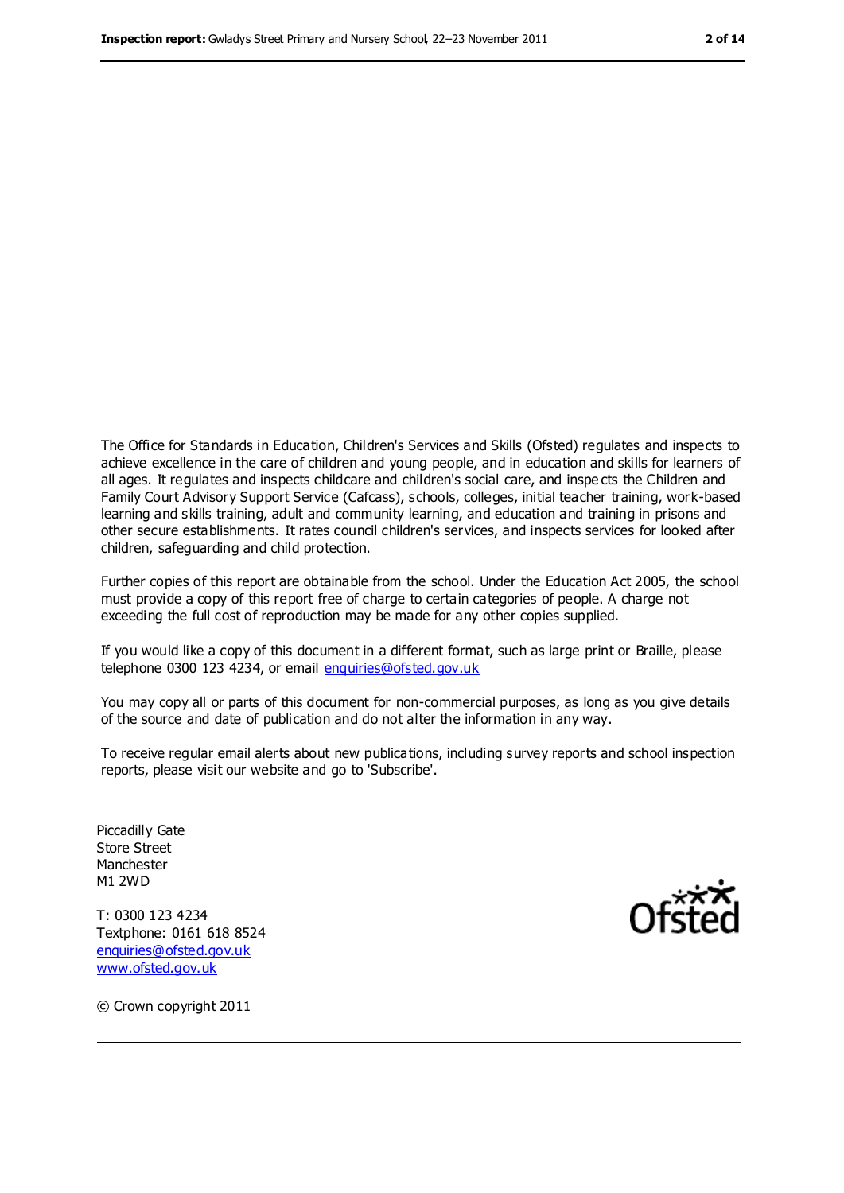The Office for Standards in Education, Children's Services and Skills (Ofsted) regulates and inspects to achieve excellence in the care of children and young people, and in education and skills for learners of all ages. It regulates and inspects childcare and children's social care, and inspects the Children and Family Court Advisory Support Service (Cafcass), schools, colleges, initial teacher training, work-based learning and skills training, adult and community learning, and education and training in prisons and other secure establishments. It rates council children's services, and inspects services for looked after children, safeguarding and child protection.

Further copies of this report are obtainable from the school. Under the Education Act 2005, the school must provide a copy of this report free of charge to certain categories of people. A charge not exceeding the full cost of reproduction may be made for any other copies supplied.

If you would like a copy of this document in a different format, such as large print or Braille, please telephone 0300 123 4234, or email enquiries@ofsted.gov.uk

You may copy all or parts of this document for non-commercial purposes, as long as you give details of the source and date of publication and do not alter the information in any way.

To receive regular email alerts about new publications, including survey reports and school inspection reports, please visit our website and go to 'Subscribe'.

Piccadilly Gate
Store Street
Manchester
M1 2WD

T: 0300 123 4234
Textphone: 0161 618 8524
enquiries@ofsted.gov.uk
www.ofsted.gov.uk

© Crown copyright 2011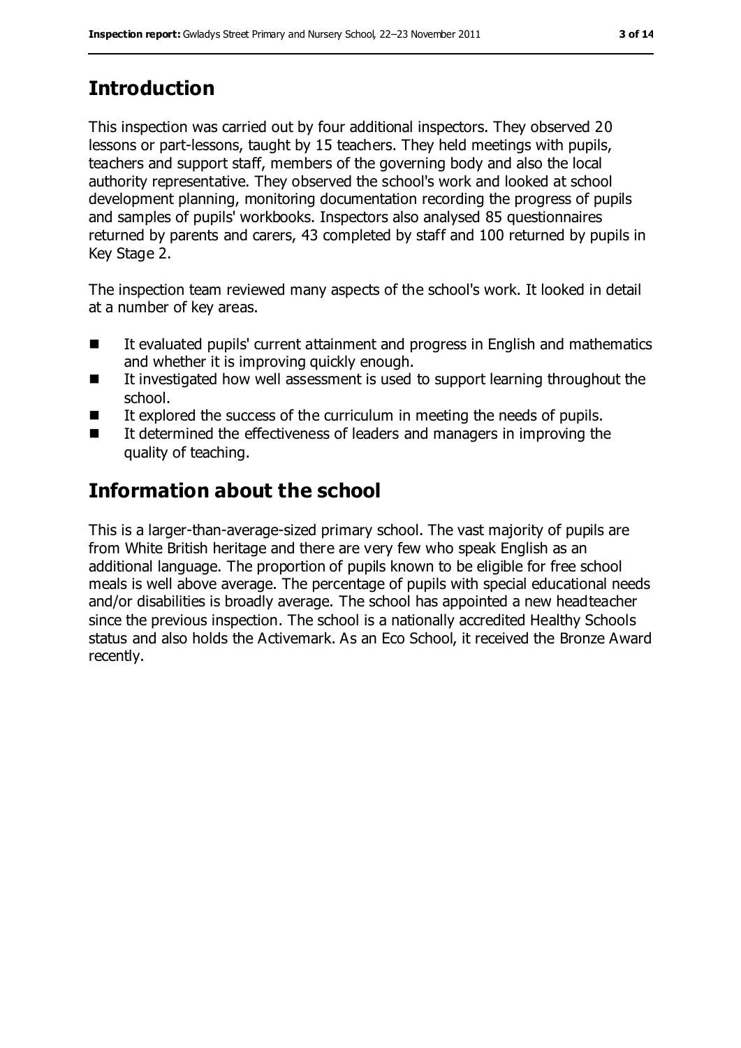## Introduction

This inspection was carried out by four additional inspectors. They observed 20 lessons or part-lessons, taught by 15 teachers. They held meetings with pupils, teachers and support staff, members of the governing body and also the local authority representative. They observed the school's work and looked at school development planning, monitoring documentation recording the progress of pupils and samples of pupils' workbooks. Inspectors also analysed 85 questionnaires returned by parents and carers, 43 completed by staff and 100 returned by pupils in Key Stage 2.

The inspection team reviewed many aspects of the school's work. It looked in detail at a number of key areas.

- It evaluated pupils' current attainment and progress in English and mathematics and whether it is improving quickly enough.
- It investigated how well assessment is used to support learning throughout the school.
- It explored the success of the curriculum in meeting the needs of pupils.
- It determined the effectiveness of leaders and managers in improving the quality of teaching.

## Information about the school

This is a larger-than-average-sized primary school. The vast majority of pupils are from White British heritage and there are very few who speak English as an additional language. The proportion of pupils known to be eligible for free school meals is well above average. The percentage of pupils with special educational needs and/or disabilities is broadly average. The school has appointed a new headteacher since the previous inspection. The school is a nationally accredited Healthy Schools status and also holds the Activemark. As an Eco School, it received the Bronze Award recently.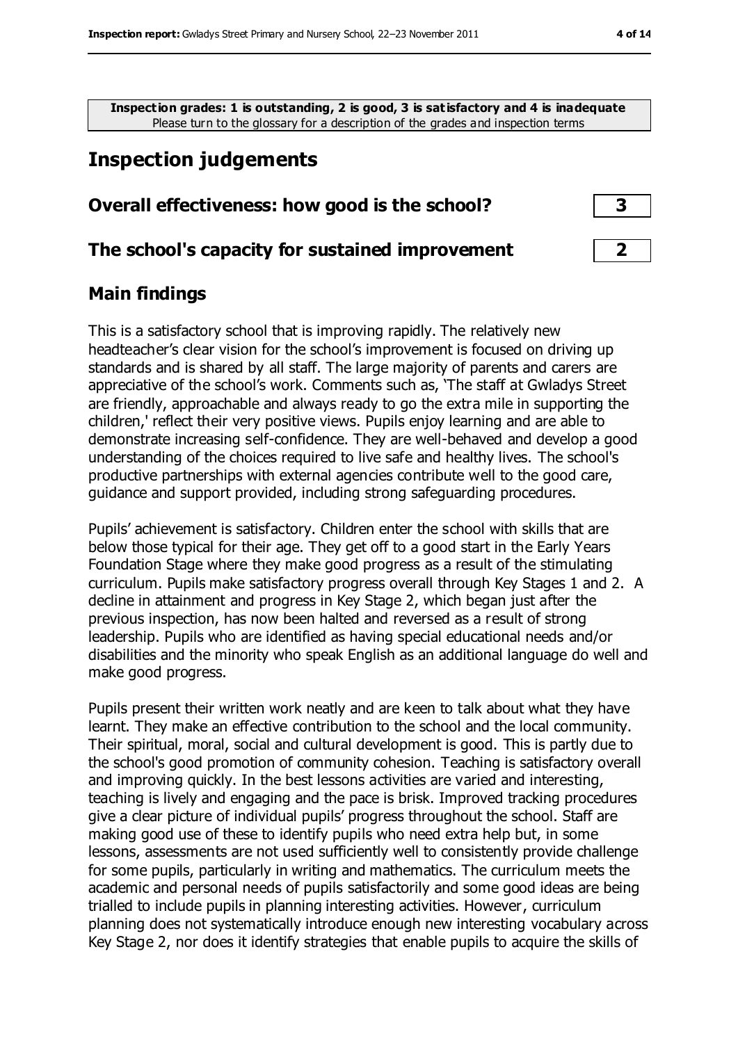**Inspection grades: 1 is outstanding, 2 is good, 3 is satisfactory and 4 is inadequate**
Please turn to the glossary for a description of the grades and inspection terms

## Inspection judgements

| Overall effectiveness: how good is the school? | 3 |
|---|---|
| The school's capacity for sustained improvement | 2 |

### Main findings

This is a satisfactory school that is improving rapidly. The relatively new headteacher's clear vision for the school's improvement is focused on driving up standards and is shared by all staff. The large majority of parents and carers are appreciative of the school's work. Comments such as, 'The staff at Gwladys Street are friendly, approachable and always ready to go the extra mile in supporting the children,' reflect their very positive views. Pupils enjoy learning and are able to demonstrate increasing self-confidence. They are well-behaved and develop a good understanding of the choices required to live safe and healthy lives. The school's productive partnerships with external agencies contribute well to the good care, guidance and support provided, including strong safeguarding procedures.

Pupils' achievement is satisfactory. Children enter the school with skills that are below those typical for their age. They get off to a good start in the Early Years Foundation Stage where they make good progress as a result of the stimulating curriculum. Pupils make satisfactory progress overall through Key Stages 1 and 2. A decline in attainment and progress in Key Stage 2, which began just after the previous inspection, has now been halted and reversed as a result of strong leadership. Pupils who are identified as having special educational needs and/or disabilities and the minority who speak English as an additional language do well and make good progress.

Pupils present their written work neatly and are keen to talk about what they have learnt. They make an effective contribution to the school and the local community. Their spiritual, moral, social and cultural development is good. This is partly due to the school's good promotion of community cohesion. Teaching is satisfactory overall and improving quickly. In the best lessons activities are varied and interesting, teaching is lively and engaging and the pace is brisk. Improved tracking procedures give a clear picture of individual pupils' progress throughout the school. Staff are making good use of these to identify pupils who need extra help but, in some lessons, assessments are not used sufficiently well to consistently provide challenge for some pupils, particularly in writing and mathematics. The curriculum meets the academic and personal needs of pupils satisfactorily and some good ideas are being trialled to include pupils in planning interesting activities. However, curriculum planning does not systematically introduce enough new interesting vocabulary across Key Stage 2, nor does it identify strategies that enable pupils to acquire the skills of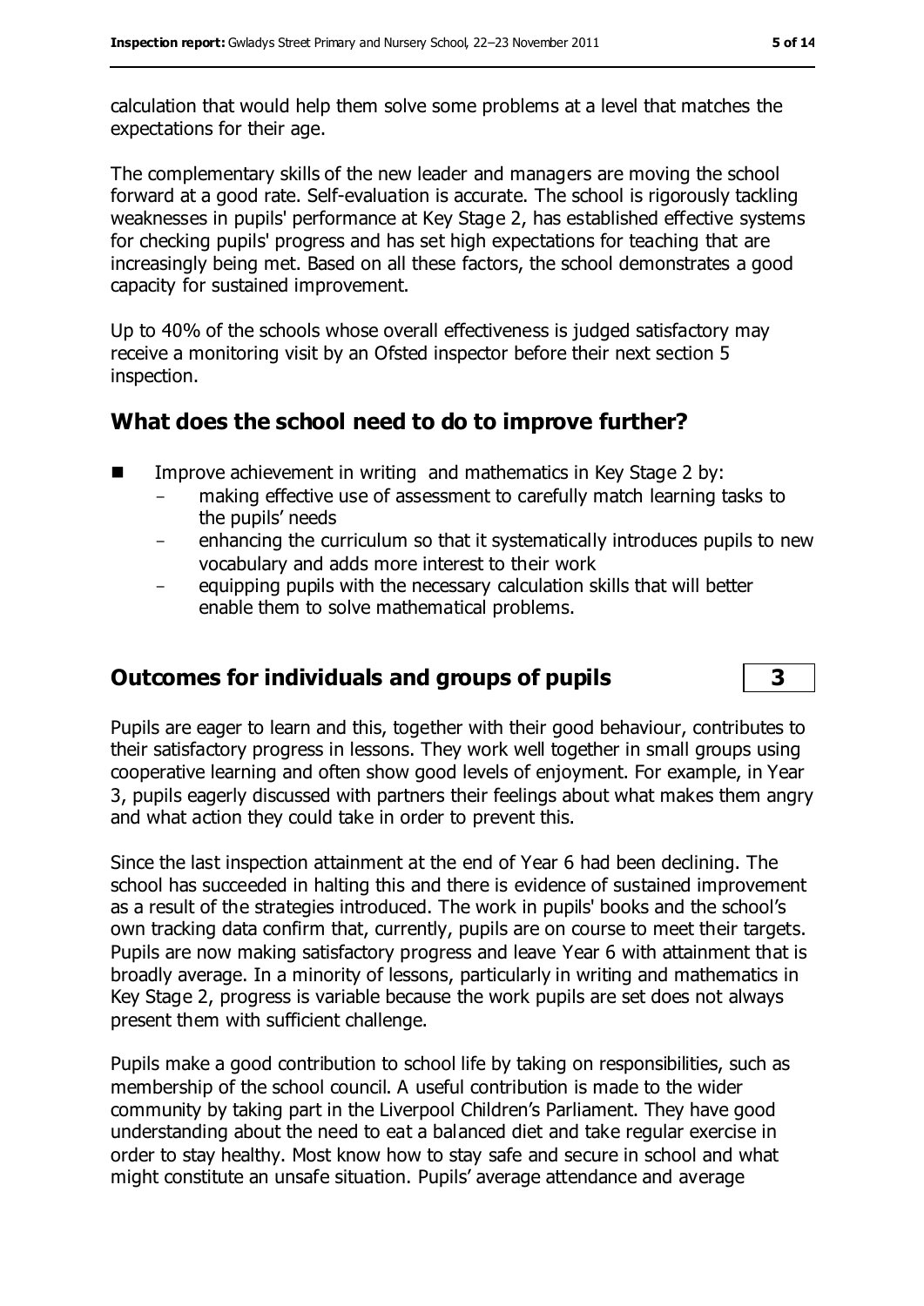calculation that would help them solve some problems at a level that matches the expectations for their age.

The complementary skills of the new leader and managers are moving the school forward at a good rate. Self-evaluation is accurate. The school is rigorously tackling weaknesses in pupils' performance at Key Stage 2, has established effective systems for checking pupils' progress and has set high expectations for teaching that are increasingly being met. Based on all these factors, the school demonstrates a good capacity for sustained improvement.

Up to 40% of the schools whose overall effectiveness is judged satisfactory may receive a monitoring visit by an Ofsted inspector before their next section 5 inspection.

## What does the school need to do to improve further?

- Improve achievement in writing and mathematics in Key Stage 2 by:
  - making effective use of assessment to carefully match learning tasks to the pupils' needs
  - enhancing the curriculum so that it systematically introduces pupils to new vocabulary and adds more interest to their work
  - equipping pupils with the necessary calculation skills that will better enable them to solve mathematical problems.

## Outcomes for individuals and groups of pupils **3**

Pupils are eager to learn and this, together with their good behaviour, contributes to their satisfactory progress in lessons. They work well together in small groups using cooperative learning and often show good levels of enjoyment. For example, in Year 3, pupils eagerly discussed with partners their feelings about what makes them angry and what action they could take in order to prevent this.

Since the last inspection attainment at the end of Year 6 had been declining. The school has succeeded in halting this and there is evidence of sustained improvement as a result of the strategies introduced. The work in pupils' books and the school's own tracking data confirm that, currently, pupils are on course to meet their targets. Pupils are now making satisfactory progress and leave Year 6 with attainment that is broadly average. In a minority of lessons, particularly in writing and mathematics in Key Stage 2, progress is variable because the work pupils are set does not always present them with sufficient challenge.

Pupils make a good contribution to school life by taking on responsibilities, such as membership of the school council. A useful contribution is made to the wider community by taking part in the Liverpool Children's Parliament. They have good understanding about the need to eat a balanced diet and take regular exercise in order to stay healthy. Most know how to stay safe and secure in school and what might constitute an unsafe situation. Pupils' average attendance and average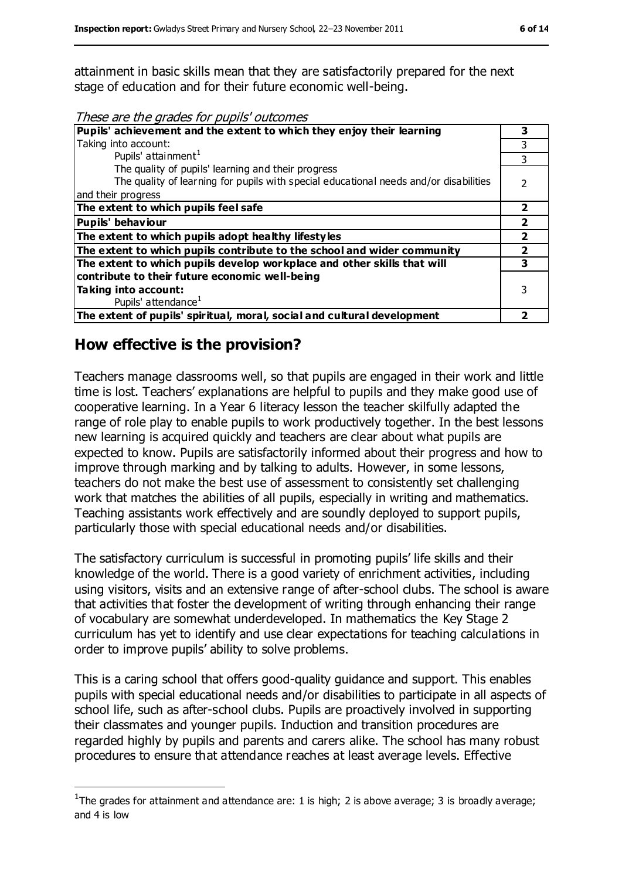attainment in basic skills mean that they are satisfactorily prepared for the next stage of education and for their future economic well-being.

*These are the grades for pupils' outcomes*

| Pupils' achievement and the extent to which they enjoy their learning | 3 |
|---|---|
| Taking into account: | 3 |
| Pupils' attainment[1] | 3 |
| The quality of pupils' learning and their progress<br>The quality of learning for pupils with special educational needs and/or disabilities and their progress | 2 |
| **The extent to which pupils feel safe** | **2** |
| **Pupils' behaviour** | **2** |
| **The extent to which pupils adopt healthy lifestyles** | **2** |
| **The extent to which pupils contribute to the school and wider community** | **2** |
| **The extent to which pupils develop workplace and other skills that will contribute to their future economic well-being** | **3** |
| **Taking into account:**<br>Pupils' attendance[1] | 3 |
| **The extent of pupils' spiritual, moral, social and cultural development** | **2** |

## How effective is the provision?

Teachers manage classrooms well, so that pupils are engaged in their work and little time is lost. Teachers' explanations are helpful to pupils and they make good use of cooperative learning. In a Year 6 literacy lesson the teacher skilfully adapted the range of role play to enable pupils to work productively together. In the best lessons new learning is acquired quickly and teachers are clear about what pupils are expected to know. Pupils are satisfactorily informed about their progress and how to improve through marking and by talking to adults. However, in some lessons, teachers do not make the best use of assessment to consistently set challenging work that matches the abilities of all pupils, especially in writing and mathematics. Teaching assistants work effectively and are soundly deployed to support pupils, particularly those with special educational needs and/or disabilities.

The satisfactory curriculum is successful in promoting pupils' life skills and their knowledge of the world. There is a good variety of enrichment activities, including using visitors, visits and an extensive range of after-school clubs. The school is aware that activities that foster the development of writing through enhancing their range of vocabulary are somewhat underdeveloped. In mathematics the Key Stage 2 curriculum has yet to identify and use clear expectations for teaching calculations in order to improve pupils' ability to solve problems.

This is a caring school that offers good-quality guidance and support. This enables pupils with special educational needs and/or disabilities to participate in all aspects of school life, such as after-school clubs. Pupils are proactively involved in supporting their classmates and younger pupils. Induction and transition procedures are regarded highly by pupils and parents and carers alike. The school has many robust procedures to ensure that attendance reaches at least average levels. Effective

[1] The grades for attainment and attendance are: 1 is high; 2 is above average; 3 is broadly average; and 4 is low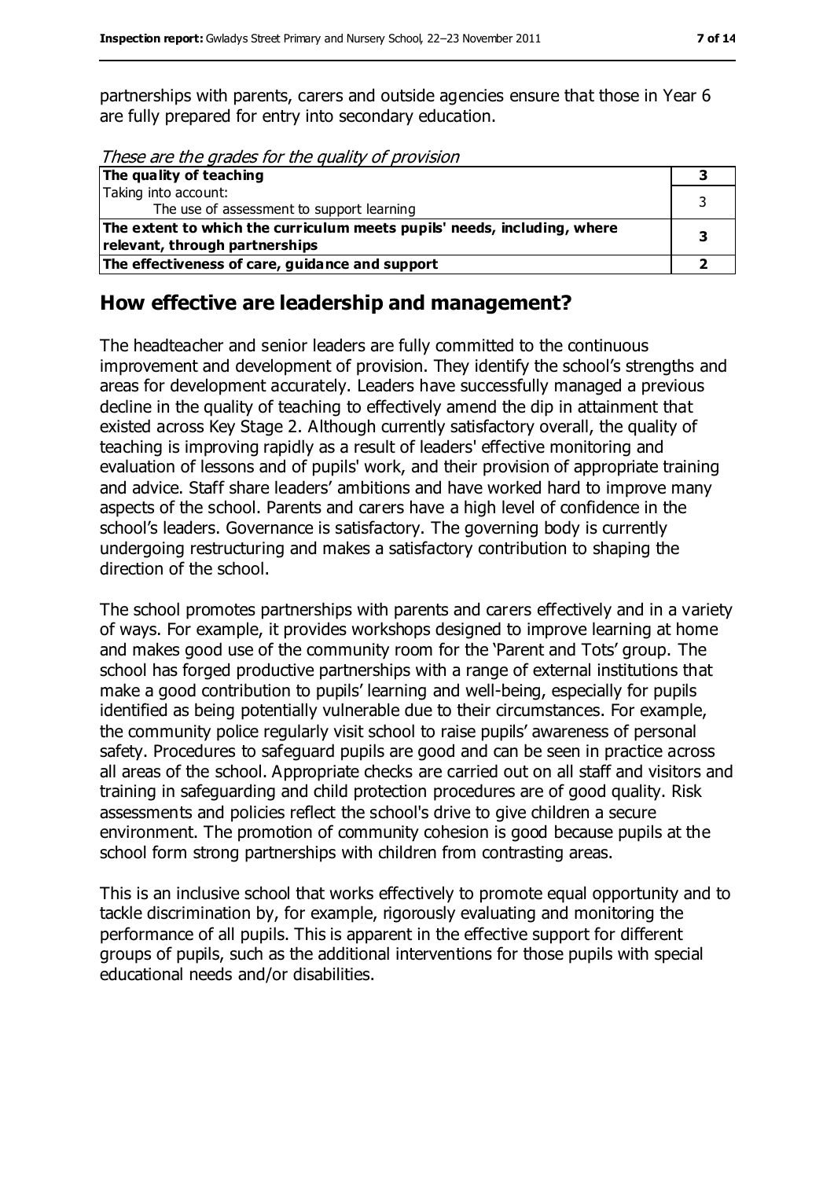partnerships with parents, carers and outside agencies ensure that those in Year 6 are fully prepared for entry into secondary education.

*These are the grades for the quality of provision*

| | |
|---|---|
| **The quality of teaching** | **3** |
| Taking into account:<br>The use of assessment to support learning | 3 |
| **The extent to which the curriculum meets pupils' needs, including, where relevant, through partnerships** | **3** |
| **The effectiveness of care, guidance and support** | **2** |

## How effective are leadership and management?

The headteacher and senior leaders are fully committed to the continuous improvement and development of provision. They identify the school's strengths and areas for development accurately. Leaders have successfully managed a previous decline in the quality of teaching to effectively amend the dip in attainment that existed across Key Stage 2. Although currently satisfactory overall, the quality of teaching is improving rapidly as a result of leaders' effective monitoring and evaluation of lessons and of pupils' work, and their provision of appropriate training and advice. Staff share leaders' ambitions and have worked hard to improve many aspects of the school. Parents and carers have a high level of confidence in the school's leaders. Governance is satisfactory. The governing body is currently undergoing restructuring and makes a satisfactory contribution to shaping the direction of the school.

The school promotes partnerships with parents and carers effectively and in a variety of ways. For example, it provides workshops designed to improve learning at home and makes good use of the community room for the 'Parent and Tots' group. The school has forged productive partnerships with a range of external institutions that make a good contribution to pupils' learning and well-being, especially for pupils identified as being potentially vulnerable due to their circumstances. For example, the community police regularly visit school to raise pupils' awareness of personal safety. Procedures to safeguard pupils are good and can be seen in practice across all areas of the school. Appropriate checks are carried out on all staff and visitors and training in safeguarding and child protection procedures are of good quality. Risk assessments and policies reflect the school's drive to give children a secure environment. The promotion of community cohesion is good because pupils at the school form strong partnerships with children from contrasting areas.

This is an inclusive school that works effectively to promote equal opportunity and to tackle discrimination by, for example, rigorously evaluating and monitoring the performance of all pupils. This is apparent in the effective support for different groups of pupils, such as the additional interventions for those pupils with special educational needs and/or disabilities.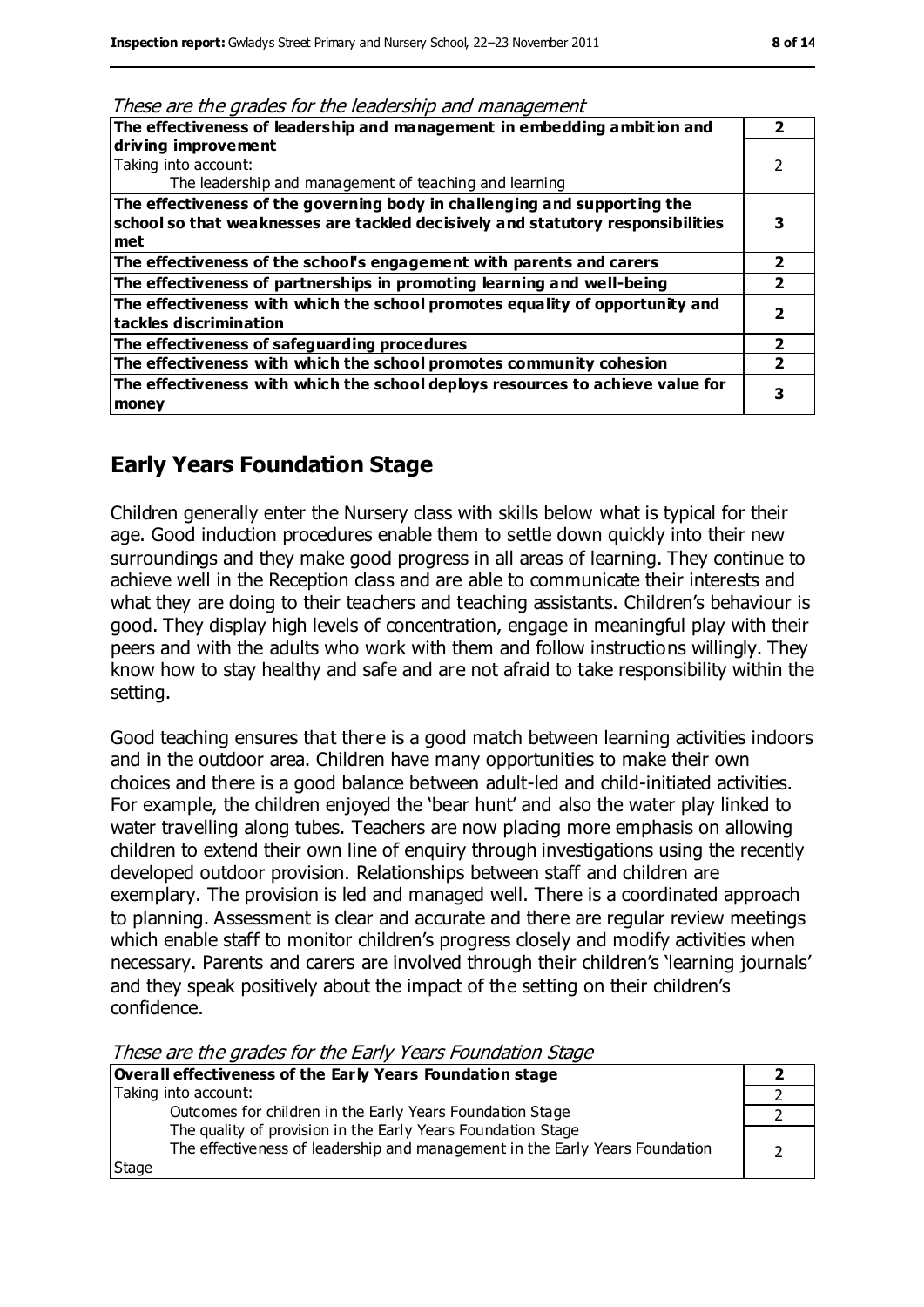*These are the grades for the leadership and management*

| | |
|---|---|
| **The effectiveness of leadership and management in embedding ambition and driving improvement** | **2** |
| Taking into account: The leadership and management of teaching and learning | 2 |
| **The effectiveness of the governing body in challenging and supporting the school so that weaknesses are tackled decisively and statutory responsibilities met** | **3** |
| **The effectiveness of the school's engagement with parents and carers** | **2** |
| **The effectiveness of partnerships in promoting learning and well-being** | **2** |
| **The effectiveness with which the school promotes equality of opportunity and tackles discrimination** | **2** |
| **The effectiveness of safeguarding procedures** | **2** |
| **The effectiveness with which the school promotes community cohesion** | **2** |
| **The effectiveness with which the school deploys resources to achieve value for money** | **3** |

## Early Years Foundation Stage

Children generally enter the Nursery class with skills below what is typical for their age. Good induction procedures enable them to settle down quickly into their new surroundings and they make good progress in all areas of learning. They continue to achieve well in the Reception class and are able to communicate their interests and what they are doing to their teachers and teaching assistants. Children's behaviour is good. They display high levels of concentration, engage in meaningful play with their peers and with the adults who work with them and follow instructions willingly. They know how to stay healthy and safe and are not afraid to take responsibility within the setting.

Good teaching ensures that there is a good match between learning activities indoors and in the outdoor area. Children have many opportunities to make their own choices and there is a good balance between adult-led and child-initiated activities. For example, the children enjoyed the 'bear hunt' and also the water play linked to water travelling along tubes. Teachers are now placing more emphasis on allowing children to extend their own line of enquiry through investigations using the recently developed outdoor provision. Relationships between staff and children are exemplary. The provision is led and managed well. There is a coordinated approach to planning. Assessment is clear and accurate and there are regular review meetings which enable staff to monitor children's progress closely and modify activities when necessary. Parents and carers are involved through their children's 'learning journals' and they speak positively about the impact of the setting on their children's confidence.

*These are the grades for the Early Years Foundation Stage*

| | |
|---|---|
| **Overall effectiveness of the Early Years Foundation stage** | **2** |
| Taking into account: | 2 |
| Outcomes for children in the Early Years Foundation Stage | 2 |
| The quality of provision in the Early Years Foundation Stage<br>The effectiveness of leadership and management in the Early Years Foundation Stage | 2 |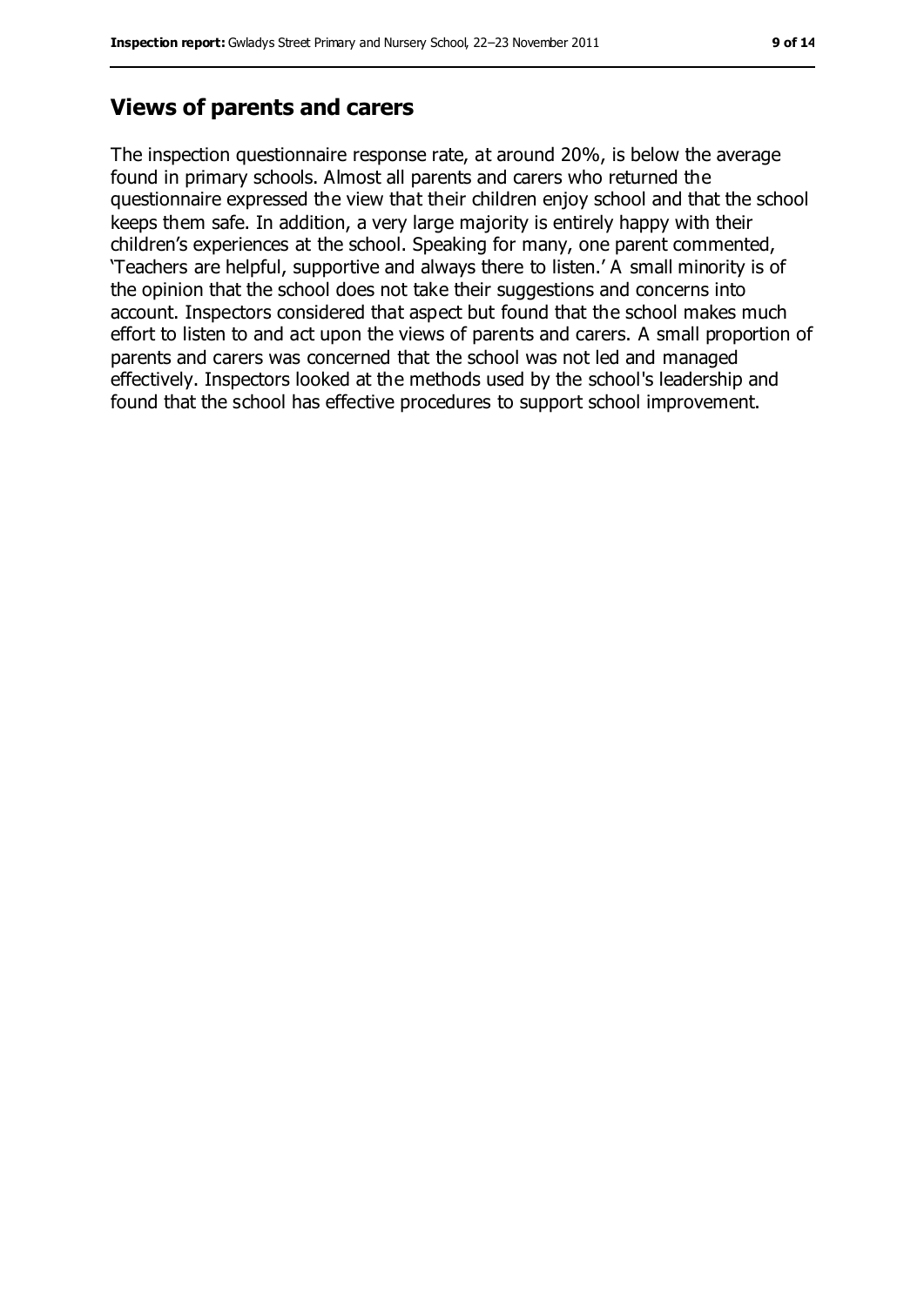## Views of parents and carers

The inspection questionnaire response rate, at around 20%, is below the average found in primary schools. Almost all parents and carers who returned the questionnaire expressed the view that their children enjoy school and that the school keeps them safe. In addition, a very large majority is entirely happy with their children's experiences at the school. Speaking for many, one parent commented, 'Teachers are helpful, supportive and always there to listen.' A small minority is of the opinion that the school does not take their suggestions and concerns into account. Inspectors considered that aspect but found that the school makes much effort to listen to and act upon the views of parents and carers. A small proportion of parents and carers was concerned that the school was not led and managed effectively. Inspectors looked at the methods used by the school's leadership and found that the school has effective procedures to support school improvement.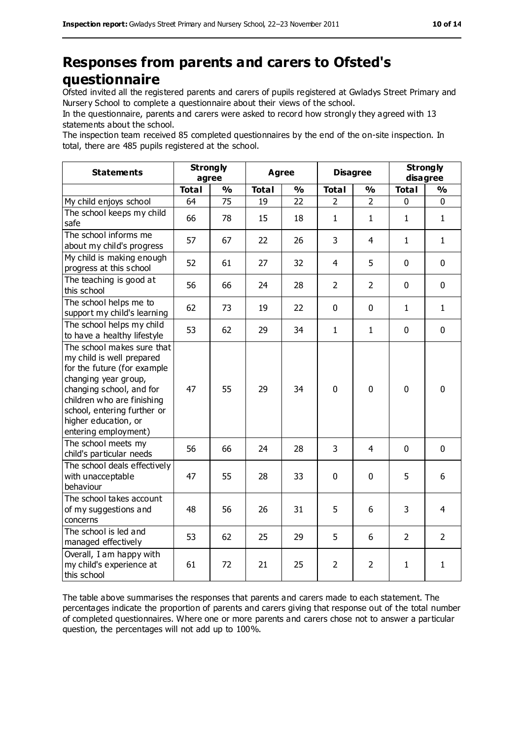# Responses from parents and carers to Ofsted's questionnaire

Ofsted invited all the registered parents and carers of pupils registered at Gwladys Street Primary and Nursery School to complete a questionnaire about their views of the school.

In the questionnaire, parents and carers were asked to record how strongly they agreed with 13 statements about the school.

The inspection team received 85 completed questionnaires by the end of the on-site inspection. In total, there are 485 pupils registered at the school.

| Statements | Strongly agree | | Agree | | Disagree | | Strongly disagree | |
|---|---|---|---|---|---|---|---|---|
| | Total | % | Total | % | Total | % | Total | % |
| My child enjoys school | 64 | 75 | 19 | 22 | 2 | 2 | 0 | 0 |
| The school keeps my child safe | 66 | 78 | 15 | 18 | 1 | 1 | 1 | 1 |
| The school informs me about my child's progress | 57 | 67 | 22 | 26 | 3 | 4 | 1 | 1 |
| My child is making enough progress at this school | 52 | 61 | 27 | 32 | 4 | 5 | 0 | 0 |
| The teaching is good at this school | 56 | 66 | 24 | 28 | 2 | 2 | 0 | 0 |
| The school helps me to support my child's learning | 62 | 73 | 19 | 22 | 0 | 0 | 1 | 1 |
| The school helps my child to have a healthy lifestyle | 53 | 62 | 29 | 34 | 1 | 1 | 0 | 0 |
| The school makes sure that my child is well prepared for the future (for example changing year group, changing school, and for children who are finishing school, entering further or higher education, or entering employment) | 47 | 55 | 29 | 34 | 0 | 0 | 0 | 0 |
| The school meets my child's particular needs | 56 | 66 | 24 | 28 | 3 | 4 | 0 | 0 |
| The school deals effectively with unacceptable behaviour | 47 | 55 | 28 | 33 | 0 | 0 | 5 | 6 |
| The school takes account of my suggestions and concerns | 48 | 56 | 26 | 31 | 5 | 6 | 3 | 4 |
| The school is led and managed effectively | 53 | 62 | 25 | 29 | 5 | 6 | 2 | 2 |
| Overall, I am happy with my child's experience at this school | 61 | 72 | 21 | 25 | 2 | 2 | 1 | 1 |

The table above summarises the responses that parents and carers made to each statement. The percentages indicate the proportion of parents and carers giving that response out of the total number of completed questionnaires. Where one or more parents and carers chose not to answer a particular question, the percentages will not add up to 100%.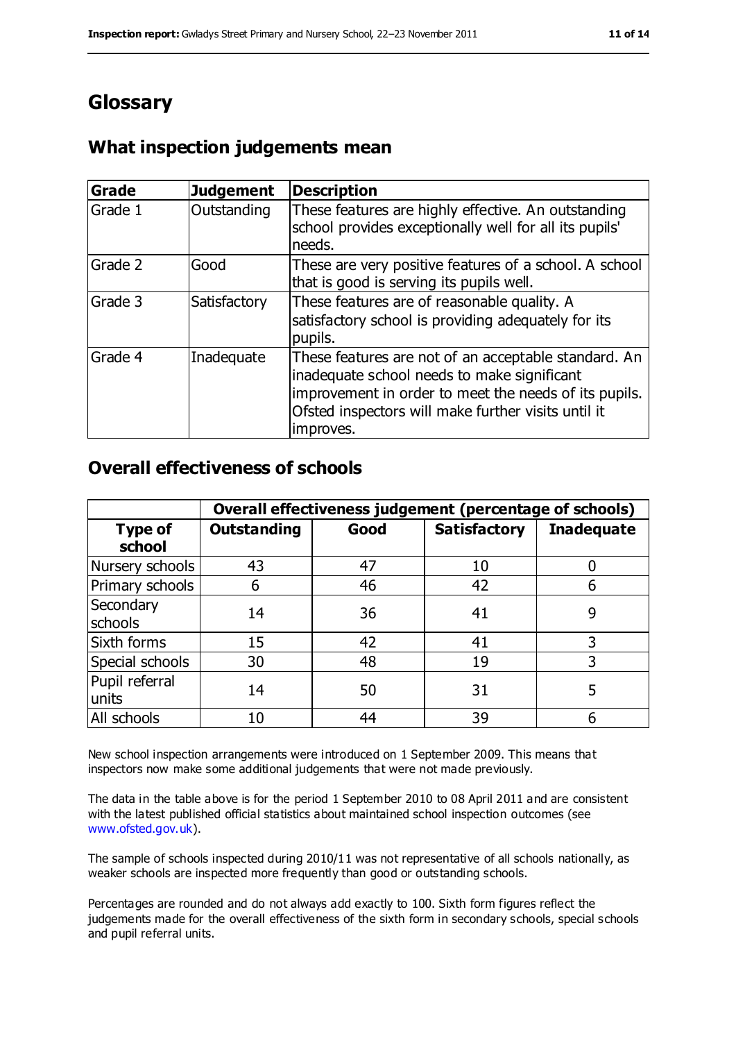# Glossary

## What inspection judgements mean

| Grade | Judgement | Description |
|---|---|---|
| Grade 1 | Outstanding | These features are highly effective. An outstanding school provides exceptionally well for all its pupils' needs. |
| Grade 2 | Good | These are very positive features of a school. A school that is good is serving its pupils well. |
| Grade 3 | Satisfactory | These features are of reasonable quality. A satisfactory school is providing adequately for its pupils. |
| Grade 4 | Inadequate | These features are not of an acceptable standard. An inadequate school needs to make significant improvement in order to meet the needs of its pupils. Ofsted inspectors will make further visits until it improves. |

## Overall effectiveness of schools

| | Overall effectiveness judgement (percentage of schools) | | | |
|---|---|---|---|---|
| **Type of school** | **Outstanding** | **Good** | **Satisfactory** | **Inadequate** |
| Nursery schools | 43 | 47 | 10 | 0 |
| Primary schools | 6 | 46 | 42 | 6 |
| Secondary schools | 14 | 36 | 41 | 9 |
| Sixth forms | 15 | 42 | 41 | 3 |
| Special schools | 30 | 48 | 19 | 3 |
| Pupil referral units | 14 | 50 | 31 | 5 |
| All schools | 10 | 44 | 39 | 6 |

New school inspection arrangements were introduced on 1 September 2009. This means that inspectors now make some additional judgements that were not made previously.

The data in the table above is for the period 1 September 2010 to 08 April 2011 and are consistent with the latest published official statistics about maintained school inspection outcomes (see www.ofsted.gov.uk).

The sample of schools inspected during 2010/11 was not representative of all schools nationally, as weaker schools are inspected more frequently than good or outstanding schools.

Percentages are rounded and do not always add exactly to 100. Sixth form figures reflect the judgements made for the overall effectiveness of the sixth form in secondary schools, special schools and pupil referral units.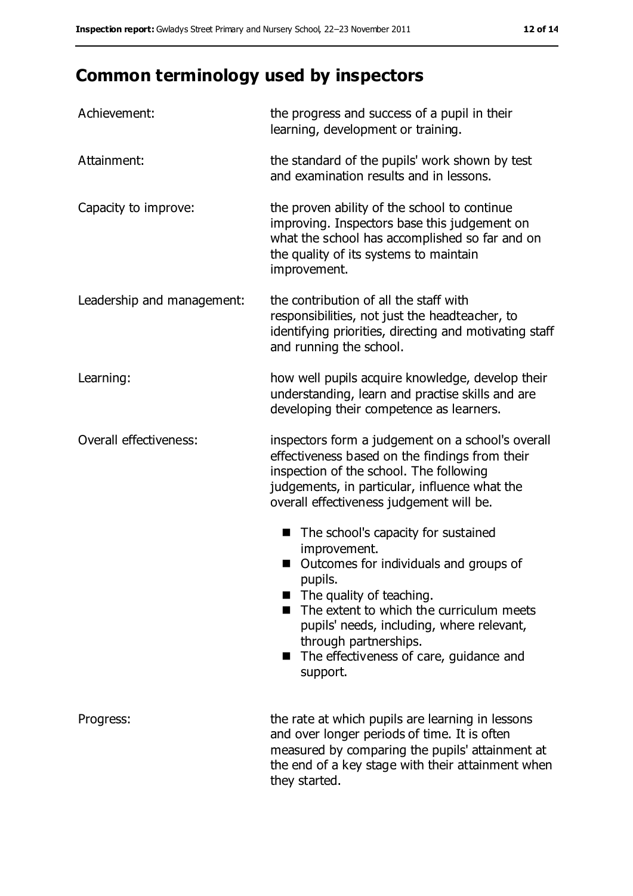# Common terminology used by inspectors

| | |
|---|---|
| Achievement: | the progress and success of a pupil in their learning, development or training. |
| Attainment: | the standard of the pupils' work shown by test and examination results and in lessons. |
| Capacity to improve: | the proven ability of the school to continue improving. Inspectors base this judgement on what the school has accomplished so far and on the quality of its systems to maintain improvement. |
| Leadership and management: | the contribution of all the staff with responsibilities, not just the headteacher, to identifying priorities, directing and motivating staff and running the school. |
| Learning: | how well pupils acquire knowledge, develop their understanding, learn and practise skills and are developing their competence as learners. |
| Overall effectiveness: | inspectors form a judgement on a school's overall effectiveness based on the findings from their inspection of the school. The following judgements, in particular, influence what the overall effectiveness judgement will be.<br>■ The school's capacity for sustained improvement.<br>■ Outcomes for individuals and groups of pupils.<br>■ The quality of teaching.<br>■ The extent to which the curriculum meets pupils' needs, including, where relevant, through partnerships.<br>■ The effectiveness of care, guidance and support. |
| Progress: | the rate at which pupils are learning in lessons and over longer periods of time. It is often measured by comparing the pupils' attainment at the end of a key stage with their attainment when they started. |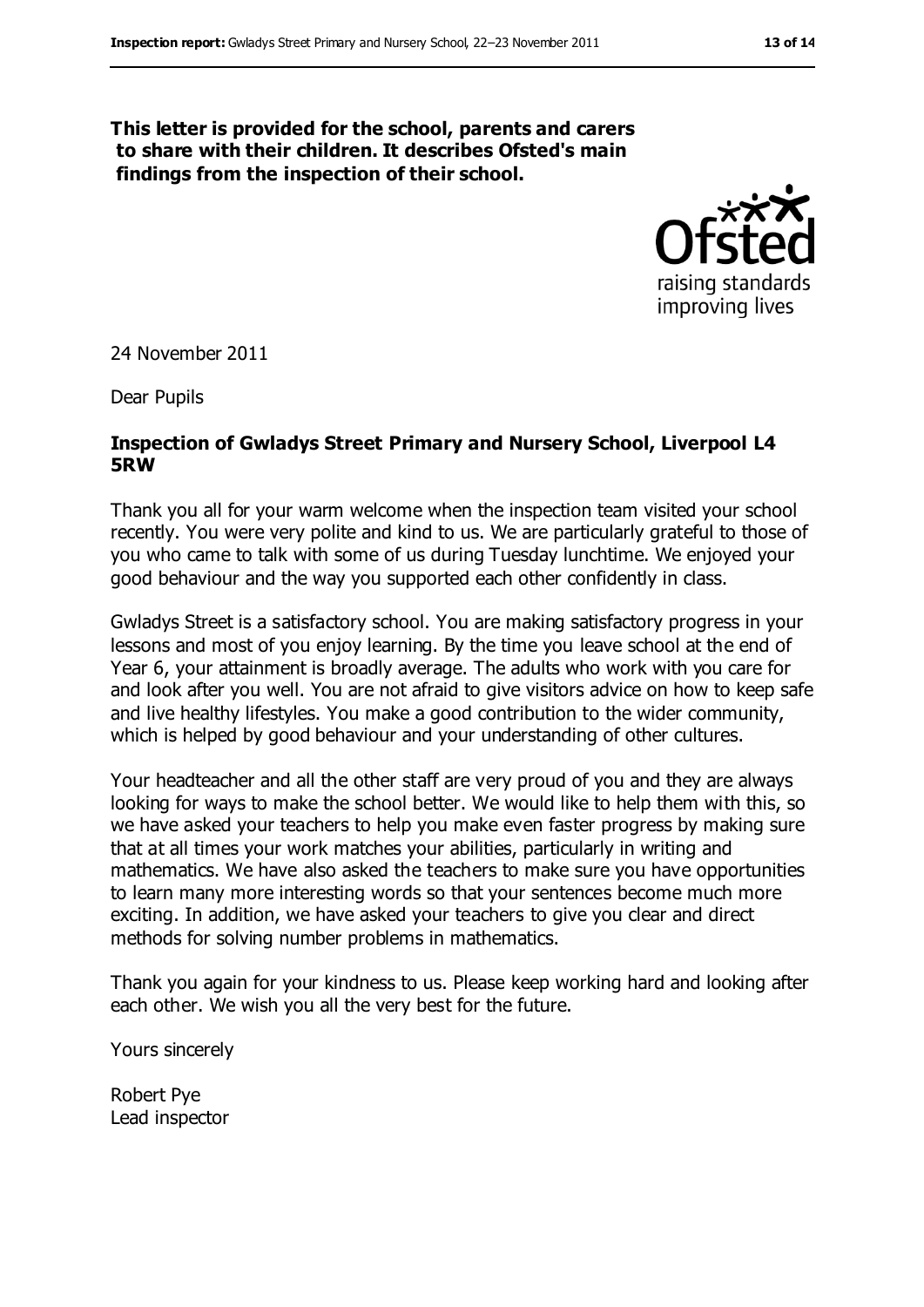**This letter is provided for the school, parents and carers to share with their children. It describes Ofsted's main findings from the inspection of their school.**

24 November 2011

Dear Pupils

**Inspection of Gwladys Street Primary and Nursery School, Liverpool L4 5RW**

Thank you all for your warm welcome when the inspection team visited your school recently. You were very polite and kind to us. We are particularly grateful to those of you who came to talk with some of us during Tuesday lunchtime. We enjoyed your good behaviour and the way you supported each other confidently in class.

Gwladys Street is a satisfactory school. You are making satisfactory progress in your lessons and most of you enjoy learning. By the time you leave school at the end of Year 6, your attainment is broadly average. The adults who work with you care for and look after you well. You are not afraid to give visitors advice on how to keep safe and live healthy lifestyles. You make a good contribution to the wider community, which is helped by good behaviour and your understanding of other cultures.

Your headteacher and all the other staff are very proud of you and they are always looking for ways to make the school better. We would like to help them with this, so we have asked your teachers to help you make even faster progress by making sure that at all times your work matches your abilities, particularly in writing and mathematics. We have also asked the teachers to make sure you have opportunities to learn many more interesting words so that your sentences become much more exciting. In addition, we have asked your teachers to give you clear and direct methods for solving number problems in mathematics.

Thank you again for your kindness to us. Please keep working hard and looking after each other. We wish you all the very best for the future.

Yours sincerely

Robert Pye
Lead inspector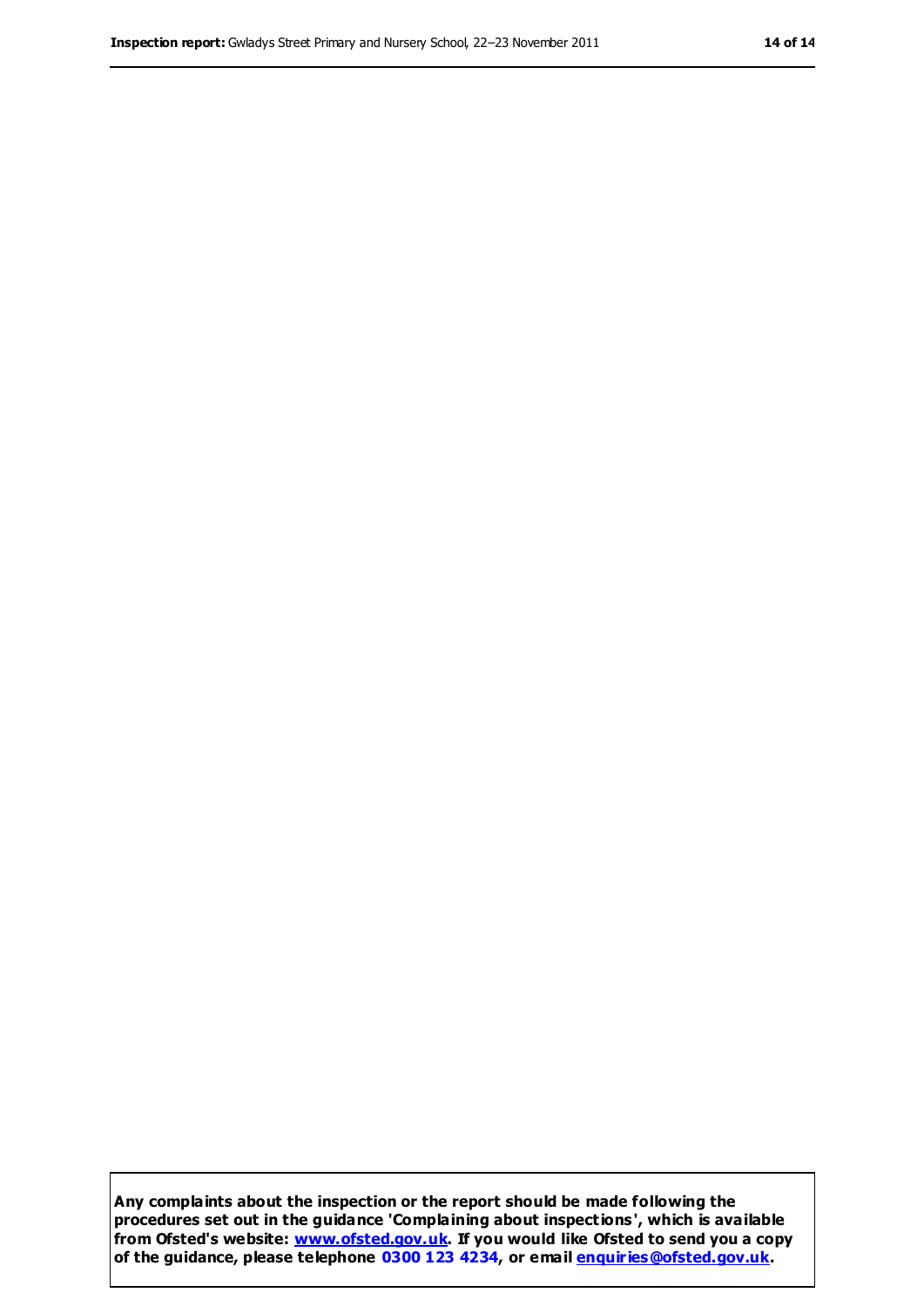**Any complaints about the inspection or the report should be made following the procedures set out in the guidance 'Complaining about inspections', which is available from Ofsted's website: [www.ofsted.gov.uk](http://www.ofsted.gov.uk). If you would like Ofsted to send you a copy of the guidance, please telephone 0300 123 4234, or email [enquiries@ofsted.gov.uk](mailto:enquiries@ofsted.gov.uk).**